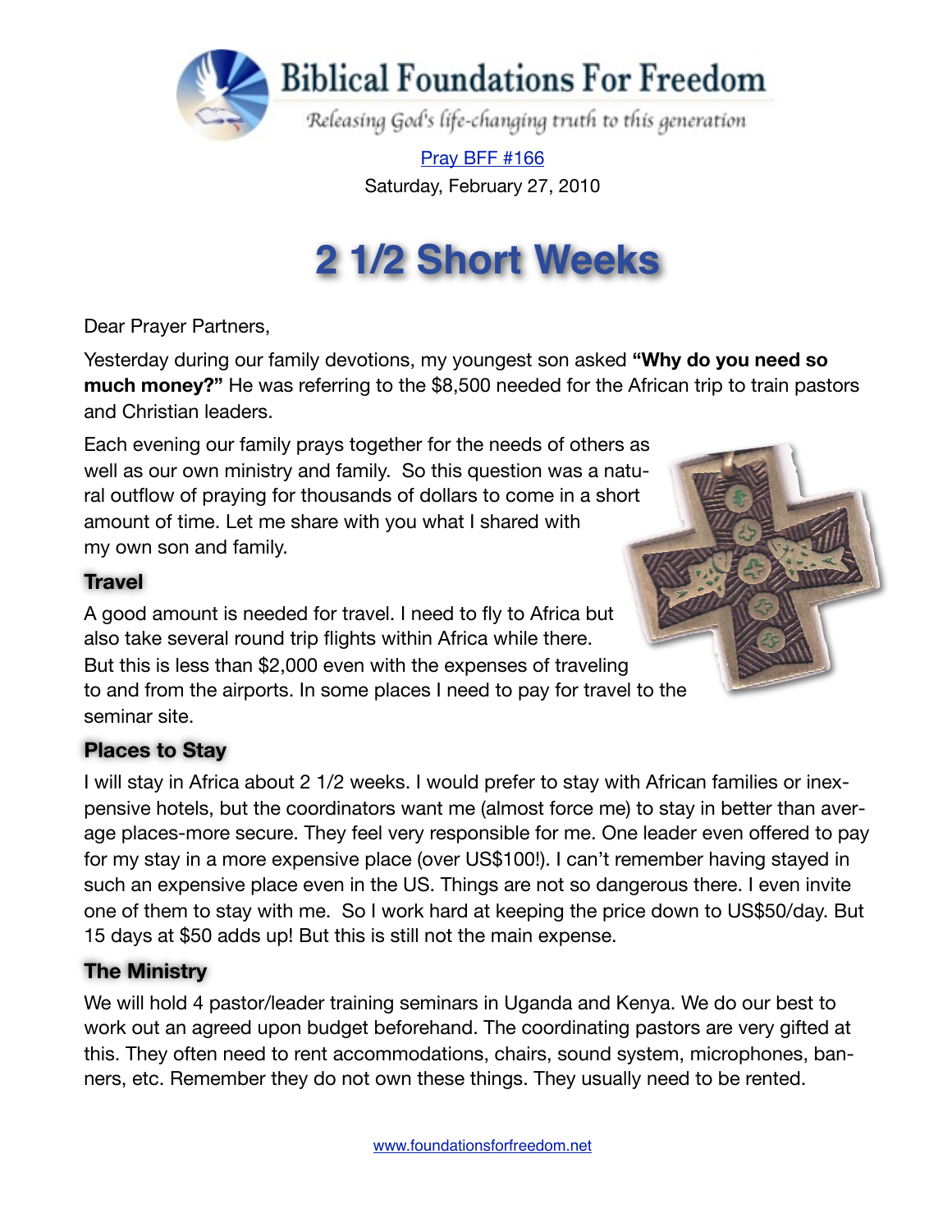# Biblical Foundations For Freedom

*Releasing God's life-changing truth to this generation*

Pray BFF #166

Saturday, February 27, 2010

# 2 1/2 Short Weeks

Dear Prayer Partners,

Yesterday during our family devotions, my youngest son asked **"Why do you need so much money?"** He was referring to the $8,500 needed for the African trip to train pastors and Christian leaders.

Each evening our family prays together for the needs of others as well as our own ministry and family. So this question was a natural outflow of praying for thousands of dollars to come in a short amount of time. Let me share with you what I shared with my own son and family.

### Travel

A good amount is needed for travel. I need to fly to Africa but also take several round trip flights within Africa while there. But this is less than $2,000 even with the expenses of traveling to and from the airports. In some places I need to pay for travel to the seminar site.

### Places to Stay

I will stay in Africa about 2 1/2 weeks. I would prefer to stay with African families or inexpensive hotels, but the coordinators want me (almost force me) to stay in better than average places-more secure. They feel very responsible for me. One leader even offered to pay for my stay in a more expensive place (over US$100!). I can't remember having stayed in such an expensive place even in the US. Things are not so dangerous there. I even invite one of them to stay with me. So I work hard at keeping the price down to US$50/day. But 15 days at $50 adds up! But this is still not the main expense.

### The Ministry

We will hold 4 pastor/leader training seminars in Uganda and Kenya. We do our best to work out an agreed upon budget beforehand. The coordinating pastors are very gifted at this. They often need to rent accommodations, chairs, sound system, microphones, banners, etc. Remember they do not own these things. They usually need to be rented.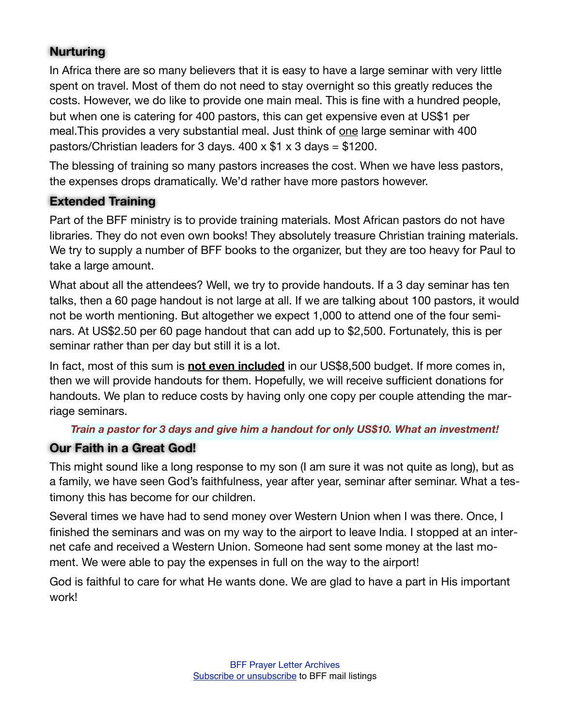## Nurturing

In Africa there are so many believers that it is easy to have a large seminar with very little spent on travel. Most of them do not need to stay overnight so this greatly reduces the costs. However, we do like to provide one main meal. This is fine with a hundred people, but when one is catering for 400 pastors, this can get expensive even at US$1 per meal.This provides a very substantial meal. Just think of one large seminar with 400 pastors/Christian leaders for 3 days. 400 x $1 x 3 days = $1200.

The blessing of training so many pastors increases the cost. When we have less pastors, the expenses drops dramatically. We'd rather have more pastors however.

## Extended Training

Part of the BFF ministry is to provide training materials. Most African pastors do not have libraries. They do not even own books! They absolutely treasure Christian training materials. We try to supply a number of BFF books to the organizer, but they are too heavy for Paul to take a large amount.

What about all the attendees? Well, we try to provide handouts. If a 3 day seminar has ten talks, then a 60 page handout is not large at all. If we are talking about 100 pastors, it would not be worth mentioning. But altogether we expect 1,000 to attend one of the four seminars. At US$2.50 per 60 page handout that can add up to $2,500. Fortunately, this is per seminar rather than per day but still it is a lot.

In fact, most of this sum is **not even included** in our US$8,500 budget. If more comes in, then we will provide handouts for them. Hopefully, we will receive sufficient donations for handouts. We plan to reduce costs by having only one copy per couple attending the marriage seminars.

***Train a pastor for 3 days and give him a handout for only US$10. What an investment!***

## Our Faith in a Great God!

This might sound like a long response to my son (I am sure it was not quite as long), but as a family, we have seen God's faithfulness, year after year, seminar after seminar. What a testimony this has become for our children.

Several times we have had to send money over Western Union when I was there. Once, I finished the seminars and was on my way to the airport to leave India. I stopped at an internet cafe and received a Western Union. Someone had sent some money at the last moment. We were able to pay the expenses in full on the way to the airport!

God is faithful to care for what He wants done. We are glad to have a part in His important work!

BFF Prayer Letter Archives
Subscribe or unsubscribe to BFF mail listings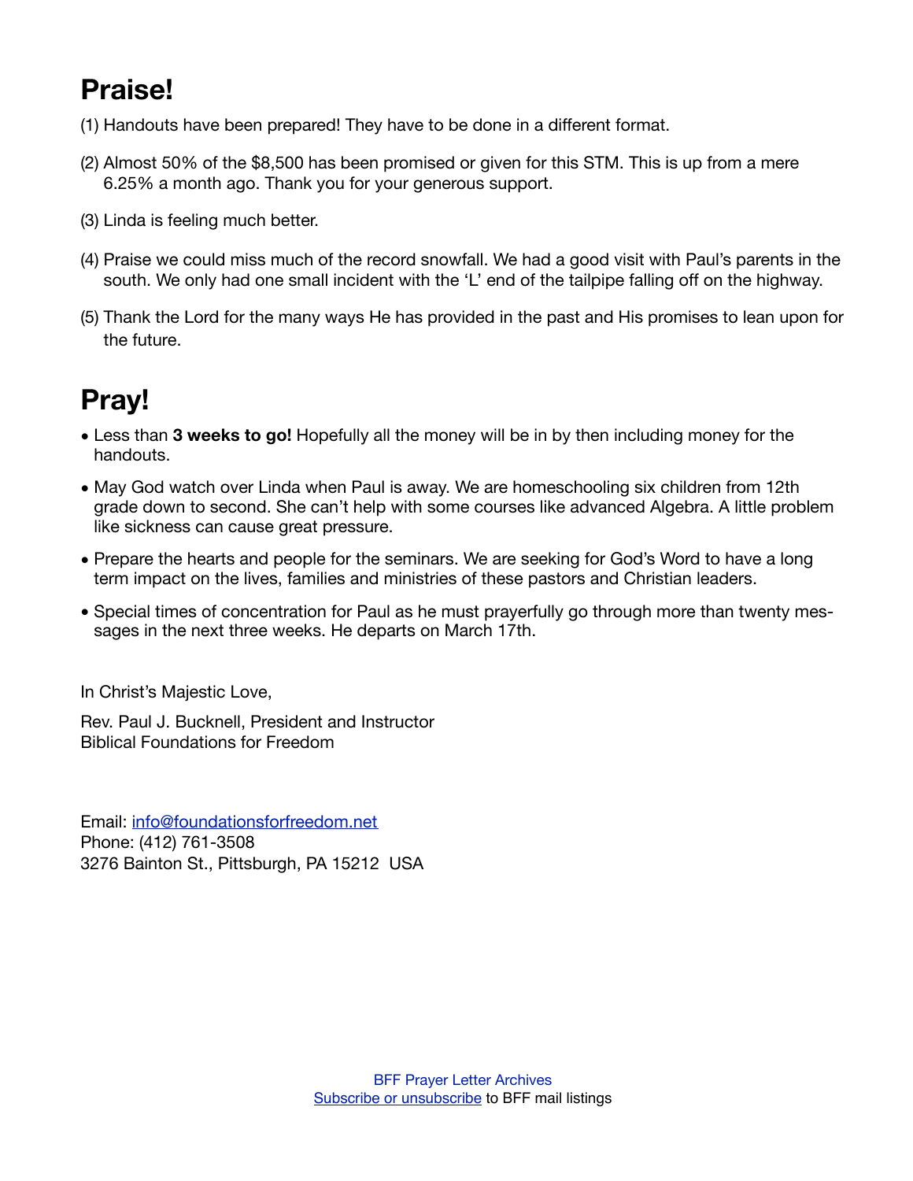## Praise!

(1) Handouts have been prepared! They have to be done in a different format.

(2) Almost 50% of the $8,500 has been promised or given for this STM. This is up from a mere 6.25% a month ago. Thank you for your generous support.

(3) Linda is feeling much better.

(4) Praise we could miss much of the record snowfall. We had a good visit with Paul's parents in the south. We only had one small incident with the 'L' end of the tailpipe falling off on the highway.

(5) Thank the Lord for the many ways He has provided in the past and His promises to lean upon for the future.

## Pray!

- Less than **3 weeks to go!** Hopefully all the money will be in by then including money for the handouts.
- May God watch over Linda when Paul is away. We are homeschooling six children from 12th grade down to second. She can't help with some courses like advanced Algebra. A little problem like sickness can cause great pressure.
- Prepare the hearts and people for the seminars. We are seeking for God's Word to have a long term impact on the lives, families and ministries of these pastors and Christian leaders.
- Special times of concentration for Paul as he must prayerfully go through more than twenty messages in the next three weeks. He departs on March 17th.

In Christ's Majestic Love,

Rev. Paul J. Bucknell, President and Instructor
Biblical Foundations for Freedom

Email: info@foundationsforfreedom.net
Phone: (412) 761-3508
3276 Bainton St., Pittsburgh, PA 15212 USA

BFF Prayer Letter Archives
Subscribe or unsubscribe to BFF mail listings